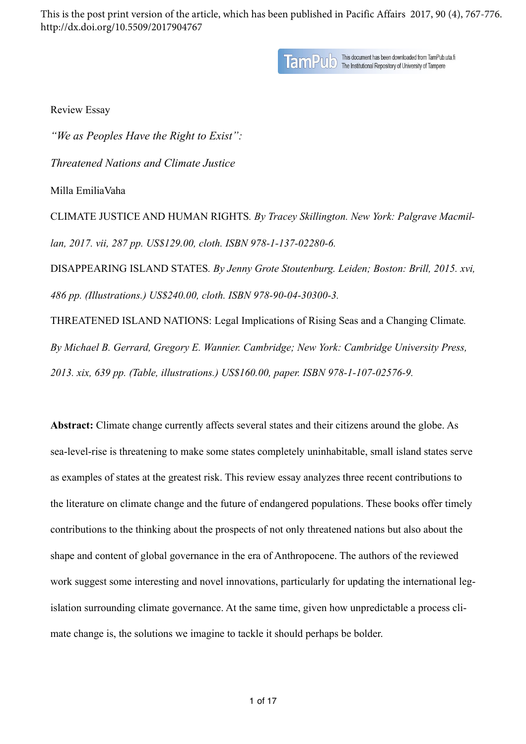This is the post print version of the article, which has been published in Pacific Affairs 2017, 90 (4), 767-776. http://dx.doi.org/10.5509/2017904767

TamPub This document has been downloaded from TamPub.uta.fi The Institutional Repository of University of Tampere

Review Essay

# *"We as Peoples Have the Right to Exist":*

# *Threatened Nations and Climate Justice*

Milla EmiliaVaha

CLIMATE JUSTICE AND HUMAN RIGHTS. *By Tracey Skillington. New York: Palgrave Macmillan, 2017. vii, 287 pp. US$129.00, cloth. ISBN 978-1-137-02280-6.*

DISAPPEARING ISLAND STATES. *By Jenny Grote Stoutenburg. Leiden; Boston: Brill, 2015. xvi, 486 pp. (Illustrations.) US$240.00, cloth. ISBN 978-90-04-30300-3.*

THREATENED ISLAND NATIONS: Legal Implications of Rising Seas and a Changing Climate. *By Michael B. Gerrard, Gregory E. Wannier. Cambridge; New York: Cambridge University Press, 2013. xix, 639 pp. (Table, illustrations.) US$160.00, paper. ISBN 978-1-107-02576-9.*

**Abstract:** Climate change currently affects several states and their citizens around the globe. As sea-level-rise is threatening to make some states completely uninhabitable, small island states serve as examples of states at the greatest risk. This review essay analyzes three recent contributions to the literature on climate change and the future of endangered populations. These books offer timely contributions to the thinking about the prospects of not only threatened nations but also about the shape and content of global governance in the era of Anthropocene. The authors of the reviewed work suggest some interesting and novel innovations, particularly for updating the international legislation surrounding climate governance. At the same time, given how unpredictable a process climate change is, the solutions we imagine to tackle it should perhaps be bolder.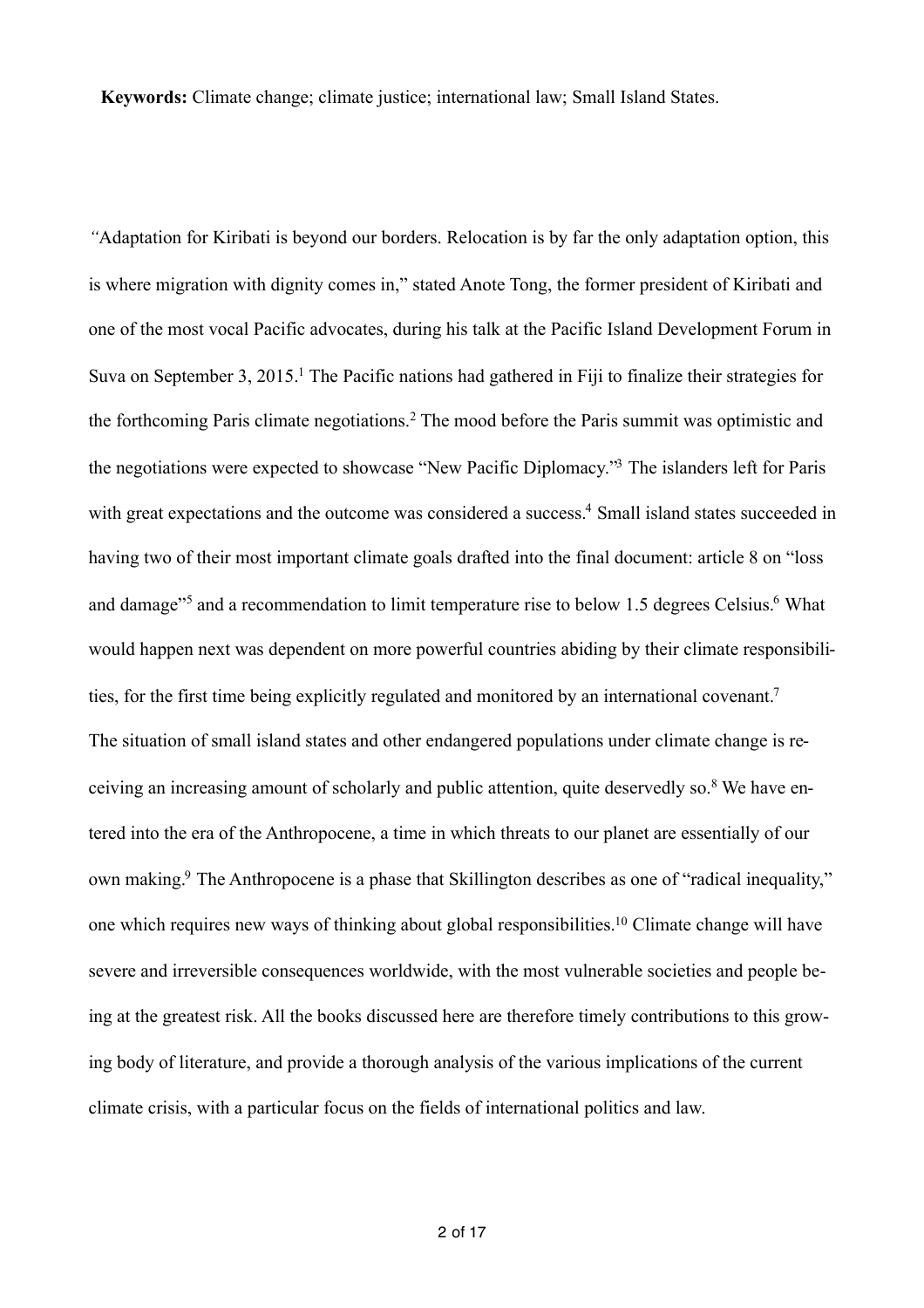**Keywords:** Climate change; climate justice; international law; Small Island States.

*"*Adaptation for Kiribati is beyond our borders. Relocation is by far the only adaptation option, this is where migration with dignity comes in," stated Anote Tong, the former president of Kiribati and one of the most vocal Pacific advocates, during his talk at the Pacific Island Development Forum in Suva on September 3, 2015.[1] The Pacific nations had gathered in Fiji to finalize their strategies for the forthcoming Paris climate negotiations.[2] The mood before the Paris summit was optimistic and the negotiations were expected to showcase "New Pacific Diplomacy."[3] The islanders left for Paris with great expectations and the outcome was considered a success.[4] Small island states succeeded in having two of their most important climate goals drafted into the final document: article 8 on "loss and damage"[5] and a recommendation to limit temperature rise to below 1.5 degrees Celsius.[6] What would happen next was dependent on more powerful countries abiding by their climate responsibilities, for the first time being explicitly regulated and monitored by an international covenant.[7]

The situation of small island states and other endangered populations under climate change is receiving an increasing amount of scholarly and public attention, quite deservedly so.[8] We have entered into the era of the Anthropocene, a time in which threats to our planet are essentially of our own making.[9] The Anthropocene is a phase that Skillington describes as one of "radical inequality," one which requires new ways of thinking about global responsibilities.[10] Climate change will have severe and irreversible consequences worldwide, with the most vulnerable societies and people being at the greatest risk. All the books discussed here are therefore timely contributions to this growing body of literature, and provide a thorough analysis of the various implications of the current climate crisis, with a particular focus on the fields of international politics and law.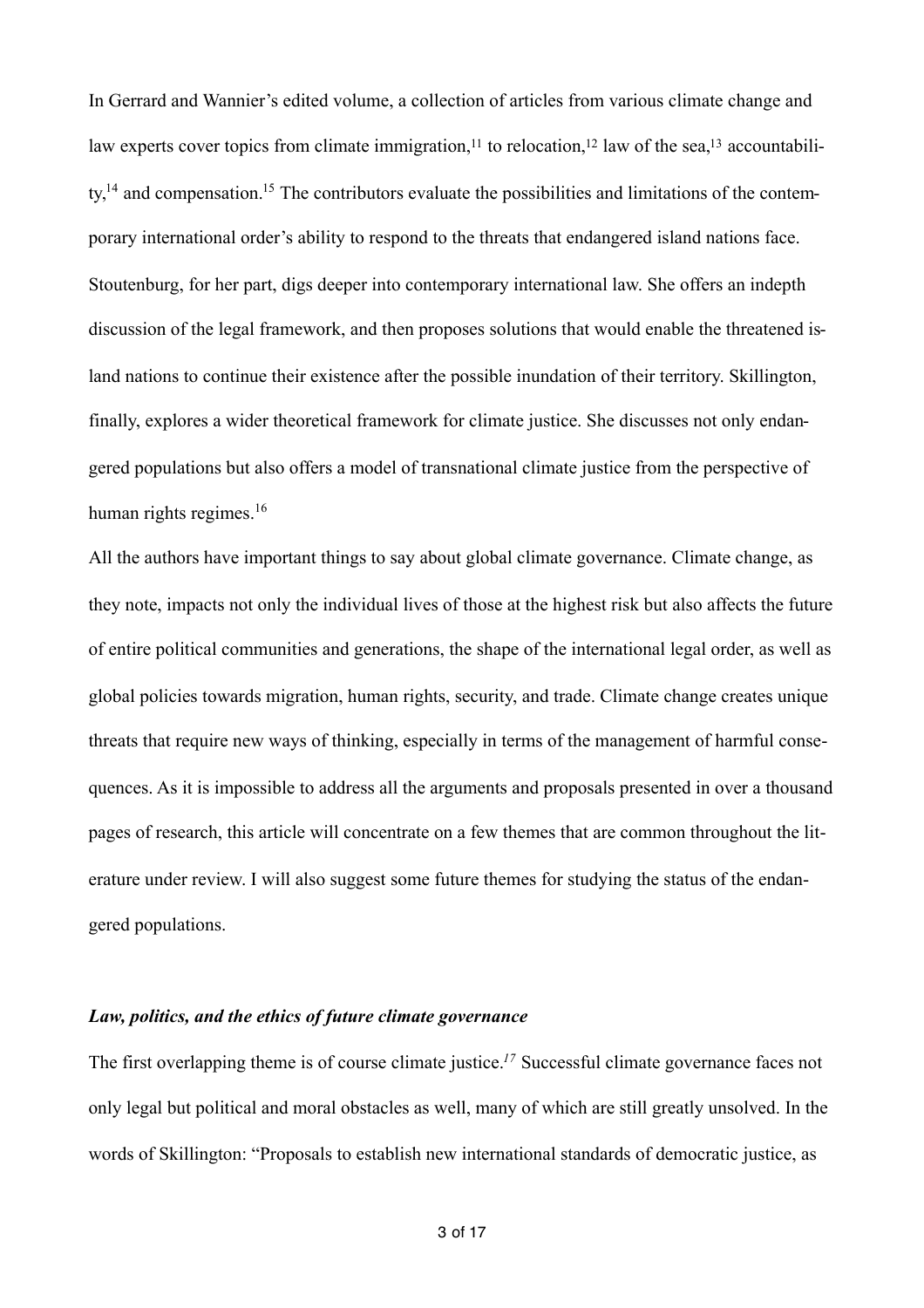In Gerrard and Wannier's edited volume, a collection of articles from various climate change and law experts cover topics from climate immigration,[11] to relocation,[12] law of the sea,[13] accountability,[14] and compensation.[15] The contributors evaluate the possibilities and limitations of the contemporary international order's ability to respond to the threats that endangered island nations face. Stoutenburg, for her part, digs deeper into contemporary international law. She offers an indepth discussion of the legal framework, and then proposes solutions that would enable the threatened island nations to continue their existence after the possible inundation of their territory. Skillington, finally, explores a wider theoretical framework for climate justice. She discusses not only endangered populations but also offers a model of transnational climate justice from the perspective of human rights regimes.[16]

All the authors have important things to say about global climate governance. Climate change, as they note, impacts not only the individual lives of those at the highest risk but also affects the future of entire political communities and generations, the shape of the international legal order, as well as global policies towards migration, human rights, security, and trade. Climate change creates unique threats that require new ways of thinking, especially in terms of the management of harmful consequences. As it is impossible to address all the arguments and proposals presented in over a thousand pages of research, this article will concentrate on a few themes that are common throughout the literature under review. I will also suggest some future themes for studying the status of the endangered populations.

### *Law, politics, and the ethics of future climate governance*

The first overlapping theme is of course climate justice.[17] Successful climate governance faces not only legal but political and moral obstacles as well, many of which are still greatly unsolved. In the words of Skillington: "Proposals to establish new international standards of democratic justice, as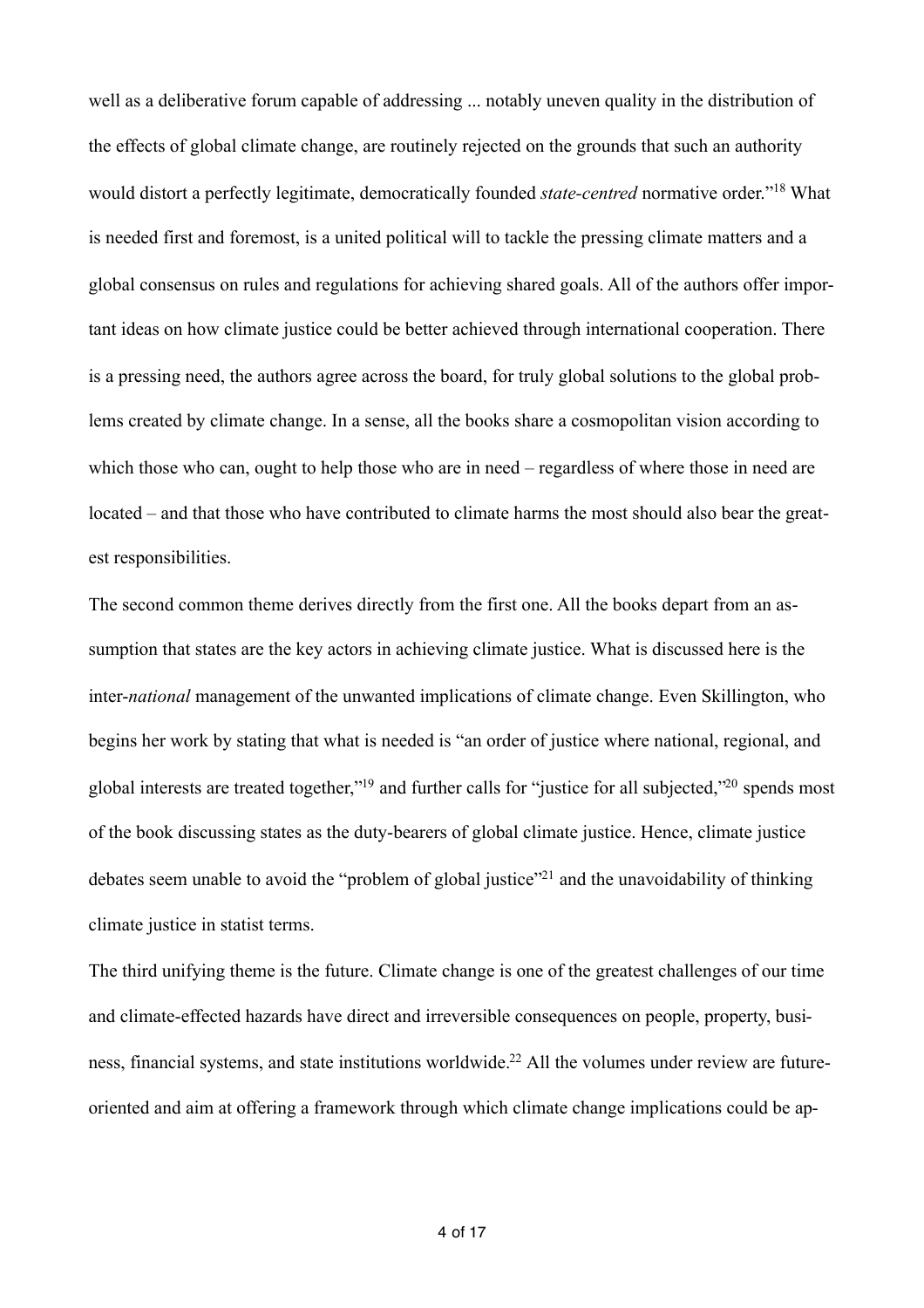well as a deliberative forum capable of addressing ... notably uneven quality in the distribution of the effects of global climate change, are routinely rejected on the grounds that such an authority would distort a perfectly legitimate, democratically founded *state-centred* normative order."[18] What is needed first and foremost, is a united political will to tackle the pressing climate matters and a global consensus on rules and regulations for achieving shared goals. All of the authors offer important ideas on how climate justice could be better achieved through international cooperation. There is a pressing need, the authors agree across the board, for truly global solutions to the global problems created by climate change. In a sense, all the books share a cosmopolitan vision according to which those who can, ought to help those who are in need – regardless of where those in need are located – and that those who have contributed to climate harms the most should also bear the greatest responsibilities.

The second common theme derives directly from the first one. All the books depart from an assumption that states are the key actors in achieving climate justice. What is discussed here is the inter-*national* management of the unwanted implications of climate change. Even Skillington, who begins her work by stating that what is needed is "an order of justice where national, regional, and global interests are treated together,"[19] and further calls for "justice for all subjected,"[20] spends most of the book discussing states as the duty-bearers of global climate justice. Hence, climate justice debates seem unable to avoid the "problem of global justice"[21] and the unavoidability of thinking climate justice in statist terms.

The third unifying theme is the future. Climate change is one of the greatest challenges of our time and climate-effected hazards have direct and irreversible consequences on people, property, business, financial systems, and state institutions worldwide.[22] All the volumes under review are future-oriented and aim at offering a framework through which climate change implications could be ap-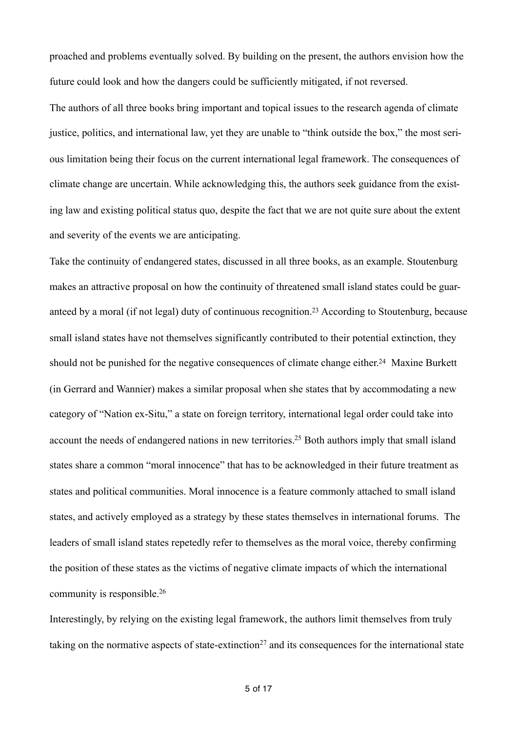proached and problems eventually solved. By building on the present, the authors envision how the future could look and how the dangers could be sufficiently mitigated, if not reversed.

The authors of all three books bring important and topical issues to the research agenda of climate justice, politics, and international law, yet they are unable to "think outside the box," the most serious limitation being their focus on the current international legal framework. The consequences of climate change are uncertain. While acknowledging this, the authors seek guidance from the existing law and existing political status quo, despite the fact that we are not quite sure about the extent and severity of the events we are anticipating.

Take the continuity of endangered states, discussed in all three books, as an example. Stoutenburg makes an attractive proposal on how the continuity of threatened small island states could be guaranteed by a moral (if not legal) duty of continuous recognition.[23] According to Stoutenburg, because small island states have not themselves significantly contributed to their potential extinction, they should not be punished for the negative consequences of climate change either.[24] Maxine Burkett (in Gerrard and Wannier) makes a similar proposal when she states that by accommodating a new category of "Nation ex-Situ," a state on foreign territory, international legal order could take into account the needs of endangered nations in new territories.[25] Both authors imply that small island states share a common "moral innocence" that has to be acknowledged in their future treatment as states and political communities. Moral innocence is a feature commonly attached to small island states, and actively employed as a strategy by these states themselves in international forums. The leaders of small island states repetedly refer to themselves as the moral voice, thereby confirming the position of these states as the victims of negative climate impacts of which the international community is responsible.[26]

Interestingly, by relying on the existing legal framework, the authors limit themselves from truly taking on the normative aspects of state-extinction[27] and its consequences for the international state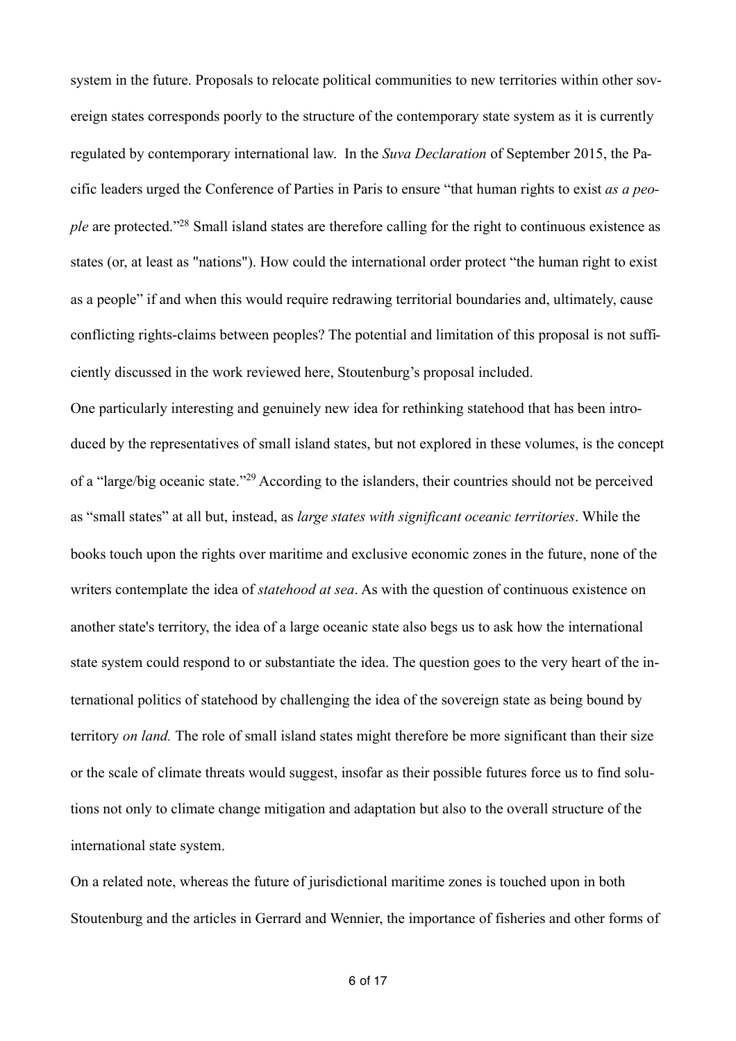system in the future. Proposals to relocate political communities to new territories within other sovereign states corresponds poorly to the structure of the contemporary state system as it is currently regulated by contemporary international law. In the *Suva Declaration* of September 2015, the Pacific leaders urged the Conference of Parties in Paris to ensure "that human rights to exist *as a people* are protected."[28] Small island states are therefore calling for the right to continuous existence as states (or, at least as "nations"). How could the international order protect "the human right to exist as a people" if and when this would require redrawing territorial boundaries and, ultimately, cause conflicting rights-claims between peoples? The potential and limitation of this proposal is not sufficiently discussed in the work reviewed here, Stoutenburg's proposal included.

One particularly interesting and genuinely new idea for rethinking statehood that has been introduced by the representatives of small island states, but not explored in these volumes, is the concept of a "large/big oceanic state."[29] According to the islanders, their countries should not be perceived as "small states" at all but, instead, as *large states with significant oceanic territories*. While the books touch upon the rights over maritime and exclusive economic zones in the future, none of the writers contemplate the idea of *statehood at sea*. As with the question of continuous existence on another state's territory, the idea of a large oceanic state also begs us to ask how the international state system could respond to or substantiate the idea. The question goes to the very heart of the international politics of statehood by challenging the idea of the sovereign state as being bound by territory *on land.* The role of small island states might therefore be more significant than their size or the scale of climate threats would suggest, insofar as their possible futures force us to find solutions not only to climate change mitigation and adaptation but also to the overall structure of the international state system.

On a related note, whereas the future of jurisdictional maritime zones is touched upon in both Stoutenburg and the articles in Gerrard and Wennier, the importance of fisheries and other forms of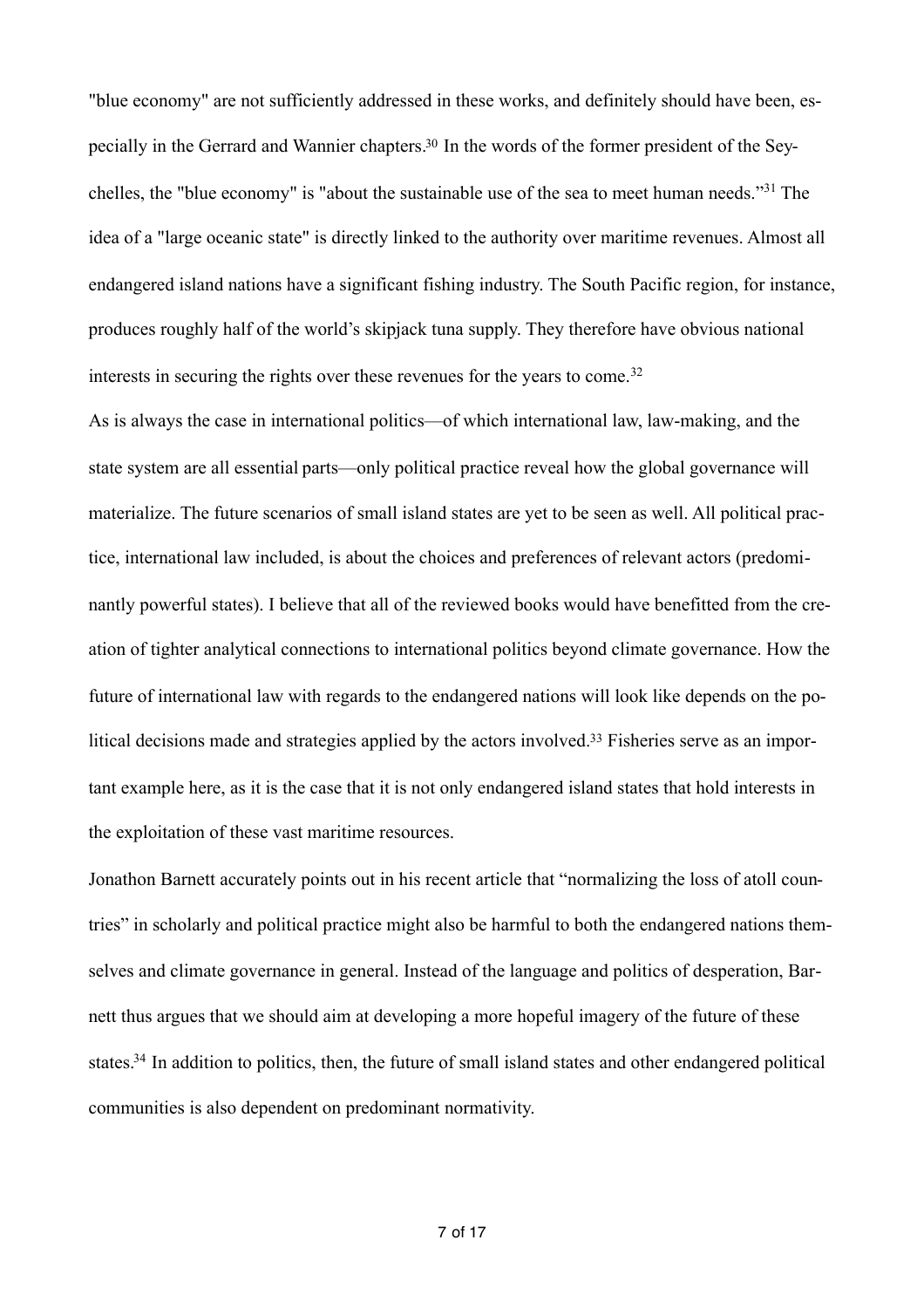"blue economy" are not sufficiently addressed in these works, and definitely should have been, especially in the Gerrard and Wannier chapters.[30] In the words of the former president of the Seychelles, the "blue economy" is "about the sustainable use of the sea to meet human needs."[31] The idea of a "large oceanic state" is directly linked to the authority over maritime revenues. Almost all endangered island nations have a significant fishing industry. The South Pacific region, for instance, produces roughly half of the world's skipjack tuna supply. They therefore have obvious national interests in securing the rights over these revenues for the years to come.[32]

As is always the case in international politics—of which international law, law-making, and the state system are all essential parts—only political practice reveal how the global governance will materialize. The future scenarios of small island states are yet to be seen as well. All political practice, international law included, is about the choices and preferences of relevant actors (predominantly powerful states). I believe that all of the reviewed books would have benefitted from the creation of tighter analytical connections to international politics beyond climate governance. How the future of international law with regards to the endangered nations will look like depends on the political decisions made and strategies applied by the actors involved.[33] Fisheries serve as an important example here, as it is the case that it is not only endangered island states that hold interests in the exploitation of these vast maritime resources.

Jonathon Barnett accurately points out in his recent article that "normalizing the loss of atoll countries" in scholarly and political practice might also be harmful to both the endangered nations themselves and climate governance in general. Instead of the language and politics of desperation, Barnett thus argues that we should aim at developing a more hopeful imagery of the future of these states.[34] In addition to politics, then, the future of small island states and other endangered political communities is also dependent on predominant normativity.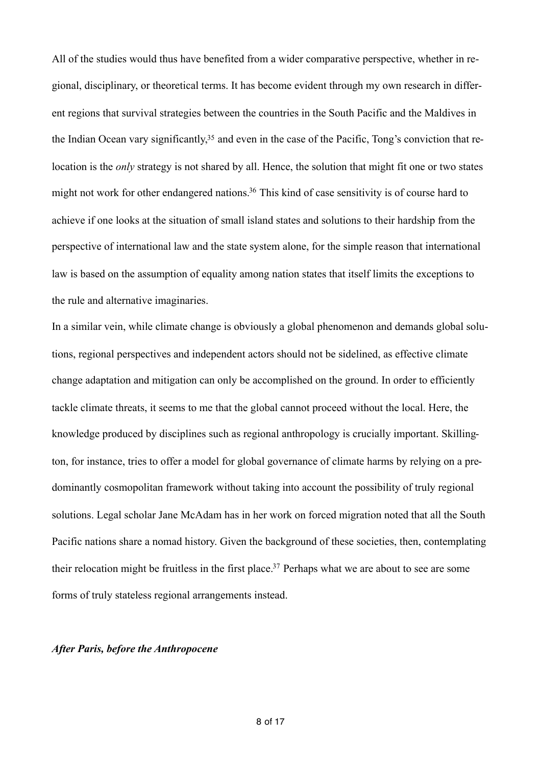All of the studies would thus have benefited from a wider comparative perspective, whether in regional, disciplinary, or theoretical terms. It has become evident through my own research in different regions that survival strategies between the countries in the South Pacific and the Maldives in the Indian Ocean vary significantly,[35] and even in the case of the Pacific, Tong's conviction that relocation is the *only* strategy is not shared by all. Hence, the solution that might fit one or two states might not work for other endangered nations.[36] This kind of case sensitivity is of course hard to achieve if one looks at the situation of small island states and solutions to their hardship from the perspective of international law and the state system alone, for the simple reason that international law is based on the assumption of equality among nation states that itself limits the exceptions to the rule and alternative imaginaries.

In a similar vein, while climate change is obviously a global phenomenon and demands global solutions, regional perspectives and independent actors should not be sidelined, as effective climate change adaptation and mitigation can only be accomplished on the ground. In order to efficiently tackle climate threats, it seems to me that the global cannot proceed without the local. Here, the knowledge produced by disciplines such as regional anthropology is crucially important. Skillington, for instance, tries to offer a model for global governance of climate harms by relying on a predominantly cosmopolitan framework without taking into account the possibility of truly regional solutions. Legal scholar Jane McAdam has in her work on forced migration noted that all the South Pacific nations share a nomad history. Given the background of these societies, then, contemplating their relocation might be fruitless in the first place.[37] Perhaps what we are about to see are some forms of truly stateless regional arrangements instead.

### ***After Paris, before the Anthropocene***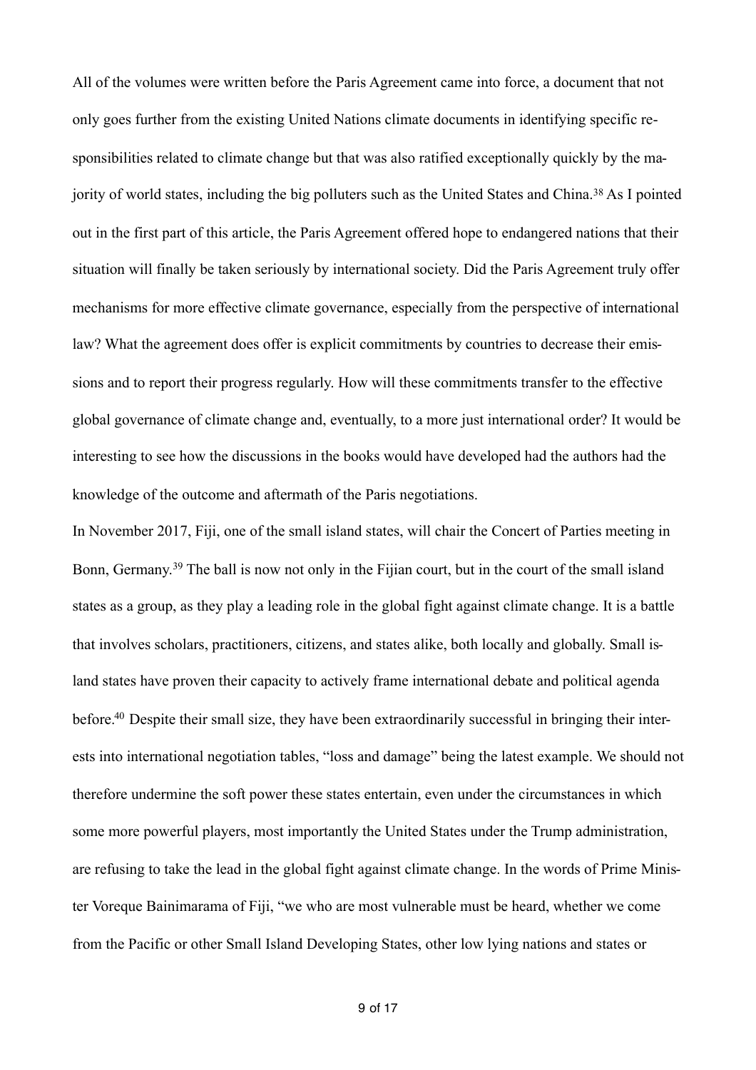All of the volumes were written before the Paris Agreement came into force, a document that not only goes further from the existing United Nations climate documents in identifying specific responsibilities related to climate change but that was also ratified exceptionally quickly by the majority of world states, including the big polluters such as the United States and China.[38] As I pointed out in the first part of this article, the Paris Agreement offered hope to endangered nations that their situation will finally be taken seriously by international society. Did the Paris Agreement truly offer mechanisms for more effective climate governance, especially from the perspective of international law? What the agreement does offer is explicit commitments by countries to decrease their emissions and to report their progress regularly. How will these commitments transfer to the effective global governance of climate change and, eventually, to a more just international order? It would be interesting to see how the discussions in the books would have developed had the authors had the knowledge of the outcome and aftermath of the Paris negotiations.

In November 2017, Fiji, one of the small island states, will chair the Concert of Parties meeting in Bonn, Germany.[39] The ball is now not only in the Fijian court, but in the court of the small island states as a group, as they play a leading role in the global fight against climate change. It is a battle that involves scholars, practitioners, citizens, and states alike, both locally and globally. Small island states have proven their capacity to actively frame international debate and political agenda before.[40] Despite their small size, they have been extraordinarily successful in bringing their interests into international negotiation tables, "loss and damage" being the latest example. We should not therefore undermine the soft power these states entertain, even under the circumstances in which some more powerful players, most importantly the United States under the Trump administration, are refusing to take the lead in the global fight against climate change. In the words of Prime Minister Voreque Bainimarama of Fiji, "we who are most vulnerable must be heard, whether we come from the Pacific or other Small Island Developing States, other low lying nations and states or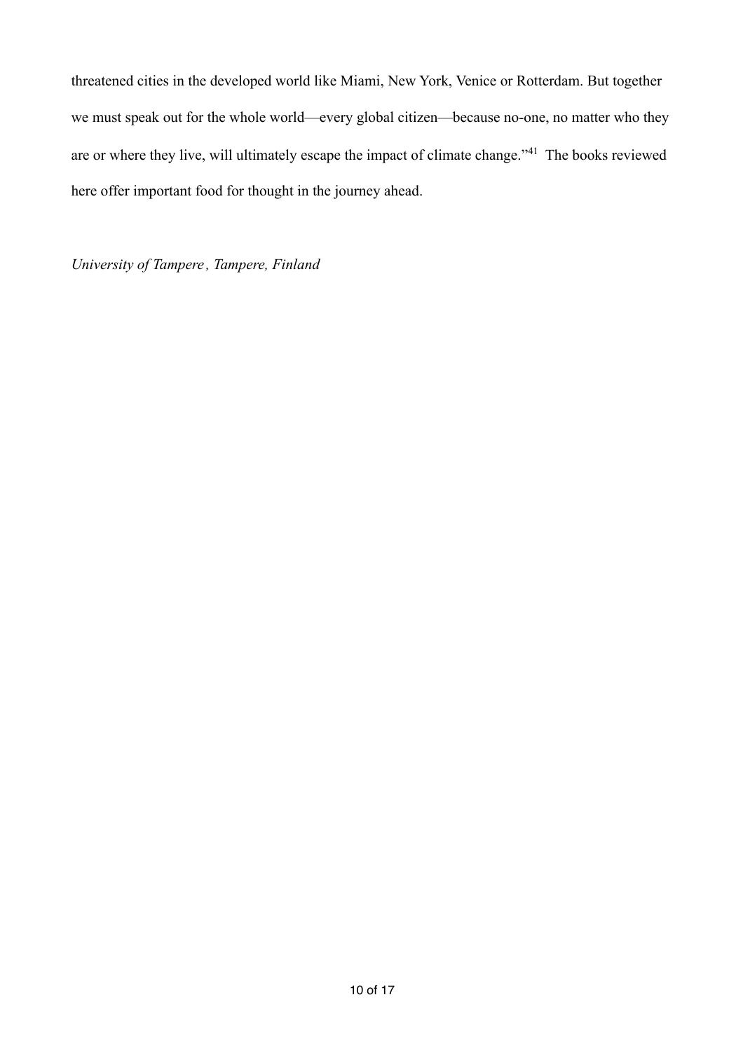threatened cities in the developed world like Miami, New York, Venice or Rotterdam. But together we must speak out for the whole world—every global citizen—because no-one, no matter who they are or where they live, will ultimately escape the impact of climate change."[41] The books reviewed here offer important food for thought in the journey ahead.

*University of Tampere, Tampere, Finland*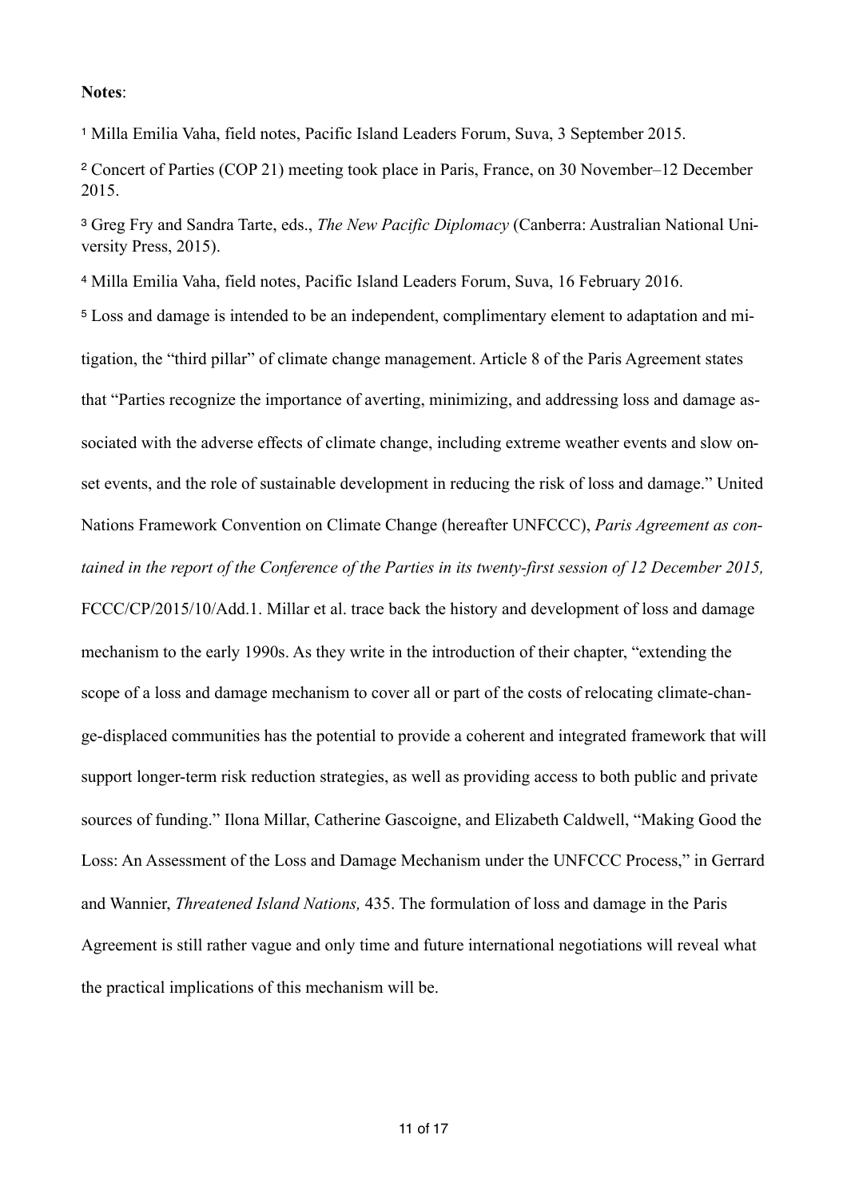**Notes**:

[1] Milla Emilia Vaha, field notes, Pacific Island Leaders Forum, Suva, 3 September 2015.

[2] Concert of Parties (COP 21) meeting took place in Paris, France, on 30 November–12 December 2015.

[3] Greg Fry and Sandra Tarte, eds., *The New Pacific Diplomacy* (Canberra: Australian National University Press, 2015).

[4] Milla Emilia Vaha, field notes, Pacific Island Leaders Forum, Suva, 16 February 2016.

[5] Loss and damage is intended to be an independent, complimentary element to adaptation and mitigation, the "third pillar" of climate change management. Article 8 of the Paris Agreement states that "Parties recognize the importance of averting, minimizing, and addressing loss and damage associated with the adverse effects of climate change, including extreme weather events and slow onset events, and the role of sustainable development in reducing the risk of loss and damage." United Nations Framework Convention on Climate Change (hereafter UNFCCC), *Paris Agreement as contained in the report of the Conference of the Parties in its twenty-first session of 12 December 2015,* FCCC/CP/2015/10/Add.1. Millar et al. trace back the history and development of loss and damage mechanism to the early 1990s. As they write in the introduction of their chapter, "extending the scope of a loss and damage mechanism to cover all or part of the costs of relocating climate-change-displaced communities has the potential to provide a coherent and integrated framework that will support longer-term risk reduction strategies, as well as providing access to both public and private sources of funding." Ilona Millar, Catherine Gascoigne, and Elizabeth Caldwell, "Making Good the Loss: An Assessment of the Loss and Damage Mechanism under the UNFCCC Process," in Gerrard and Wannier, *Threatened Island Nations,* 435. The formulation of loss and damage in the Paris Agreement is still rather vague and only time and future international negotiations will reveal what the practical implications of this mechanism will be.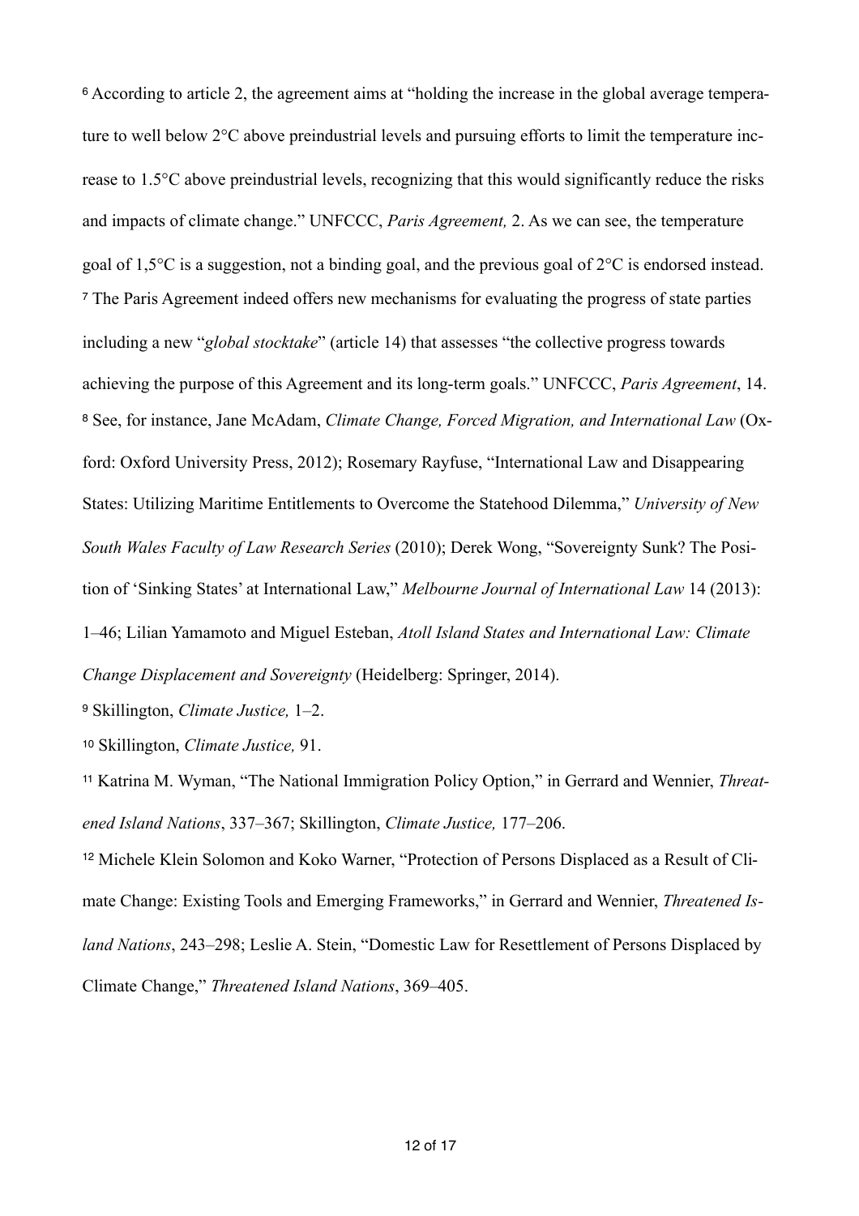[6] According to article 2, the agreement aims at "holding the increase in the global average temperature to well below 2°C above preindustrial levels and pursuing efforts to limit the temperature increase to 1.5°C above preindustrial levels, recognizing that this would significantly reduce the risks and impacts of climate change." UNFCCC, *Paris Agreement,* 2. As we can see, the temperature goal of 1,5°C is a suggestion, not a binding goal, and the previous goal of 2°C is endorsed instead.

[7] The Paris Agreement indeed offers new mechanisms for evaluating the progress of state parties including a new "*global stocktake*" (article 14) that assesses "the collective progress towards achieving the purpose of this Agreement and its long-term goals." UNFCCC, *Paris Agreement*, 14.

[8] See, for instance, Jane McAdam, *Climate Change, Forced Migration, and International Law* (Oxford: Oxford University Press, 2012); Rosemary Rayfuse, "International Law and Disappearing States: Utilizing Maritime Entitlements to Overcome the Statehood Dilemma," *University of New South Wales Faculty of Law Research Series* (2010); Derek Wong, "Sovereignty Sunk? The Position of 'Sinking States' at International Law," *Melbourne Journal of International Law* 14 (2013): 1–46; Lilian Yamamoto and Miguel Esteban, *Atoll Island States and International Law: Climate Change Displacement and Sovereignty* (Heidelberg: Springer, 2014).

[9] Skillington, *Climate Justice,* 1–2.

[10] Skillington, *Climate Justice,* 91.

[11] Katrina M. Wyman, "The National Immigration Policy Option," in Gerrard and Wennier, *Threatened Island Nations*, 337–367; Skillington, *Climate Justice,* 177–206.

[12] Michele Klein Solomon and Koko Warner, "Protection of Persons Displaced as a Result of Climate Change: Existing Tools and Emerging Frameworks," in Gerrard and Wennier, *Threatened Island Nations*, 243–298; Leslie A. Stein, "Domestic Law for Resettlement of Persons Displaced by Climate Change," *Threatened Island Nations*, 369–405.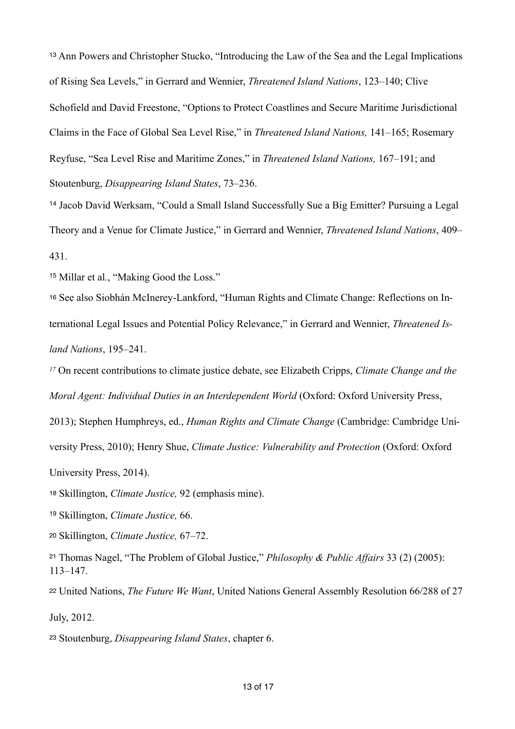[13] Ann Powers and Christopher Stucko, "Introducing the Law of the Sea and the Legal Implications of Rising Sea Levels," in Gerrard and Wennier, *Threatened Island Nations*, 123–140; Clive Schofield and David Freestone, "Options to Protect Coastlines and Secure Maritime Jurisdictional Claims in the Face of Global Sea Level Rise," in *Threatened Island Nations,* 141–165; Rosemary Reyfuse, "Sea Level Rise and Maritime Zones," in *Threatened Island Nations,* 167–191; and Stoutenburg, *Disappearing Island States*, 73–236.

[14] Jacob David Werksam, "Could a Small Island Successfully Sue a Big Emitter? Pursuing a Legal Theory and a Venue for Climate Justice," in Gerrard and Wennier, *Threatened Island Nations*, 409–431.

[15] Millar et al*.*, "Making Good the Loss."

[16] See also Siobhán McInerey-Lankford, "Human Rights and Climate Change: Reflections on International Legal Issues and Potential Policy Relevance," in Gerrard and Wennier, *Threatened Island Nations*, 195–241.

[17] On recent contributions to climate justice debate, see Elizabeth Cripps, *Climate Change and the Moral Agent: Individual Duties in an Interdependent World* (Oxford: Oxford University Press, 2013); Stephen Humphreys, ed., *Human Rights and Climate Change* (Cambridge: Cambridge University Press, 2010); Henry Shue, *Climate Justice: Vulnerability and Protection* (Oxford: Oxford University Press, 2014).

[18] Skillington, *Climate Justice,* 92 (emphasis mine).

[19] Skillington, *Climate Justice,* 66.

[20] Skillington, *Climate Justice,* 67–72.

[21] Thomas Nagel, "The Problem of Global Justice," *Philosophy & Public Affairs* 33 (2) (2005): 113–147.

[22] United Nations, *The Future We Want*, United Nations General Assembly Resolution 66/288 of 27 July, 2012.

[23] Stoutenburg, *Disappearing Island States*, chapter 6.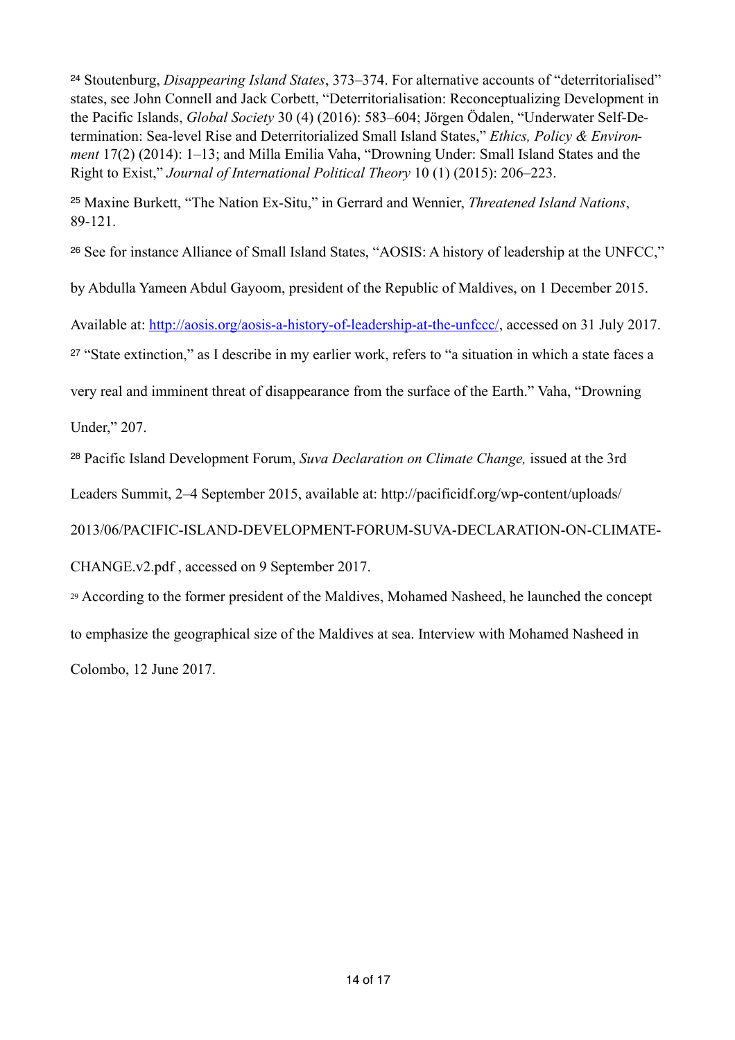[24] Stoutenburg, *Disappearing Island States*, 373–374. For alternative accounts of "deterritorialised" states, see John Connell and Jack Corbett, "Deterritorialisation: Reconceptualizing Development in the Pacific Islands, *Global Society* 30 (4) (2016): 583–604; Jörgen Ödalen, "Underwater Self-Determination: Sea-level Rise and Deterritorialized Small Island States," *Ethics, Policy & Environment* 17(2) (2014): 1–13; and Milla Emilia Vaha, "Drowning Under: Small Island States and the Right to Exist," *Journal of International Political Theory* 10 (1) (2015): 206–223.

[25] Maxine Burkett, "The Nation Ex-Situ," in Gerrard and Wennier, *Threatened Island Nations*, 89-121.

[26] See for instance Alliance of Small Island States, "AOSIS: A history of leadership at the UNFCC," by Abdulla Yameen Abdul Gayoom, president of the Republic of Maldives, on 1 December 2015. Available at: http://aosis.org/aosis-a-history-of-leadership-at-the-unfccc/, accessed on 31 July 2017.

[27] "State extinction," as I describe in my earlier work, refers to "a situation in which a state faces a very real and imminent threat of disappearance from the surface of the Earth." Vaha, "Drowning Under," 207.

[28] Pacific Island Development Forum, *Suva Declaration on Climate Change,* issued at the 3rd Leaders Summit, 2–4 September 2015, available at: http://pacificidf.org/wp-content/uploads/2013/06/PACIFIC-ISLAND-DEVELOPMENT-FORUM-SUVA-DECLARATION-ON-CLIMATE-CHANGE.v2.pdf , accessed on 9 September 2017.

[29] According to the former president of the Maldives, Mohamed Nasheed, he launched the concept to emphasize the geographical size of the Maldives at sea. Interview with Mohamed Nasheed in Colombo, 12 June 2017.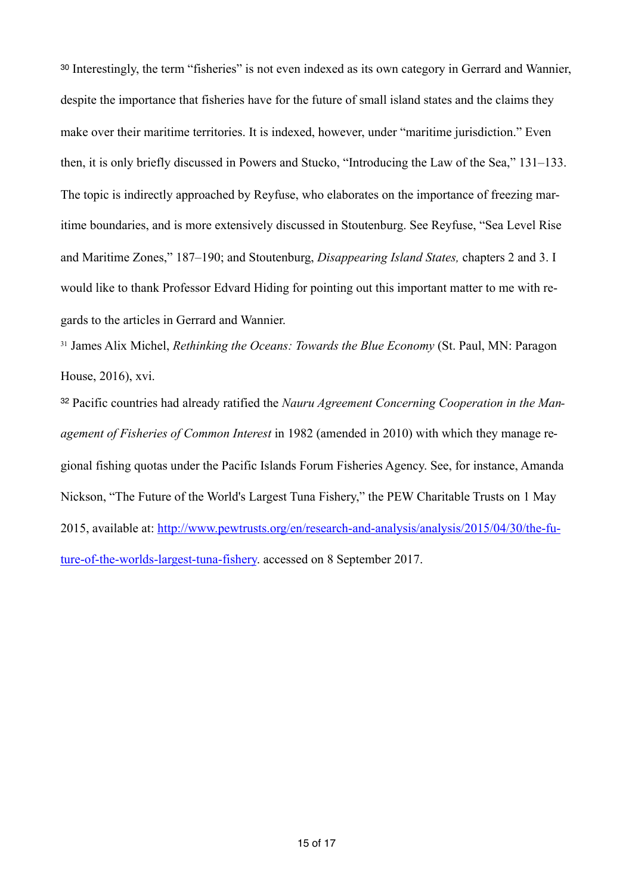[30] Interestingly, the term "fisheries" is not even indexed as its own category in Gerrard and Wannier, despite the importance that fisheries have for the future of small island states and the claims they make over their maritime territories. It is indexed, however, under "maritime jurisdiction." Even then, it is only briefly discussed in Powers and Stucko, "Introducing the Law of the Sea," 131–133. The topic is indirectly approached by Reyfuse, who elaborates on the importance of freezing maritime boundaries, and is more extensively discussed in Stoutenburg. See Reyfuse, "Sea Level Rise and Maritime Zones," 187–190; and Stoutenburg, *Disappearing Island States,* chapters 2 and 3. I would like to thank Professor Edvard Hiding for pointing out this important matter to me with regards to the articles in Gerrard and Wannier.

[31] James Alix Michel, *Rethinking the Oceans: Towards the Blue Economy* (St. Paul, MN: Paragon House, 2016), xvi.

[32] Pacific countries had already ratified the *Nauru Agreement Concerning Cooperation in the Management of Fisheries of Common Interest* in 1982 (amended in 2010) with which they manage regional fishing quotas under the Pacific Islands Forum Fisheries Agency. See, for instance, Amanda Nickson, "The Future of the World's Largest Tuna Fishery," the PEW Charitable Trusts on 1 May 2015, available at: [http://www.pewtrusts.org/en/research-and-analysis/analysis/2015/04/30/the-future-of-the-worlds-largest-tuna-fishery](http://www.pewtrusts.org/en/research-and-analysis/analysis/2015/04/30/the-future-of-the-worlds-largest-tuna-fishery). accessed on 8 September 2017.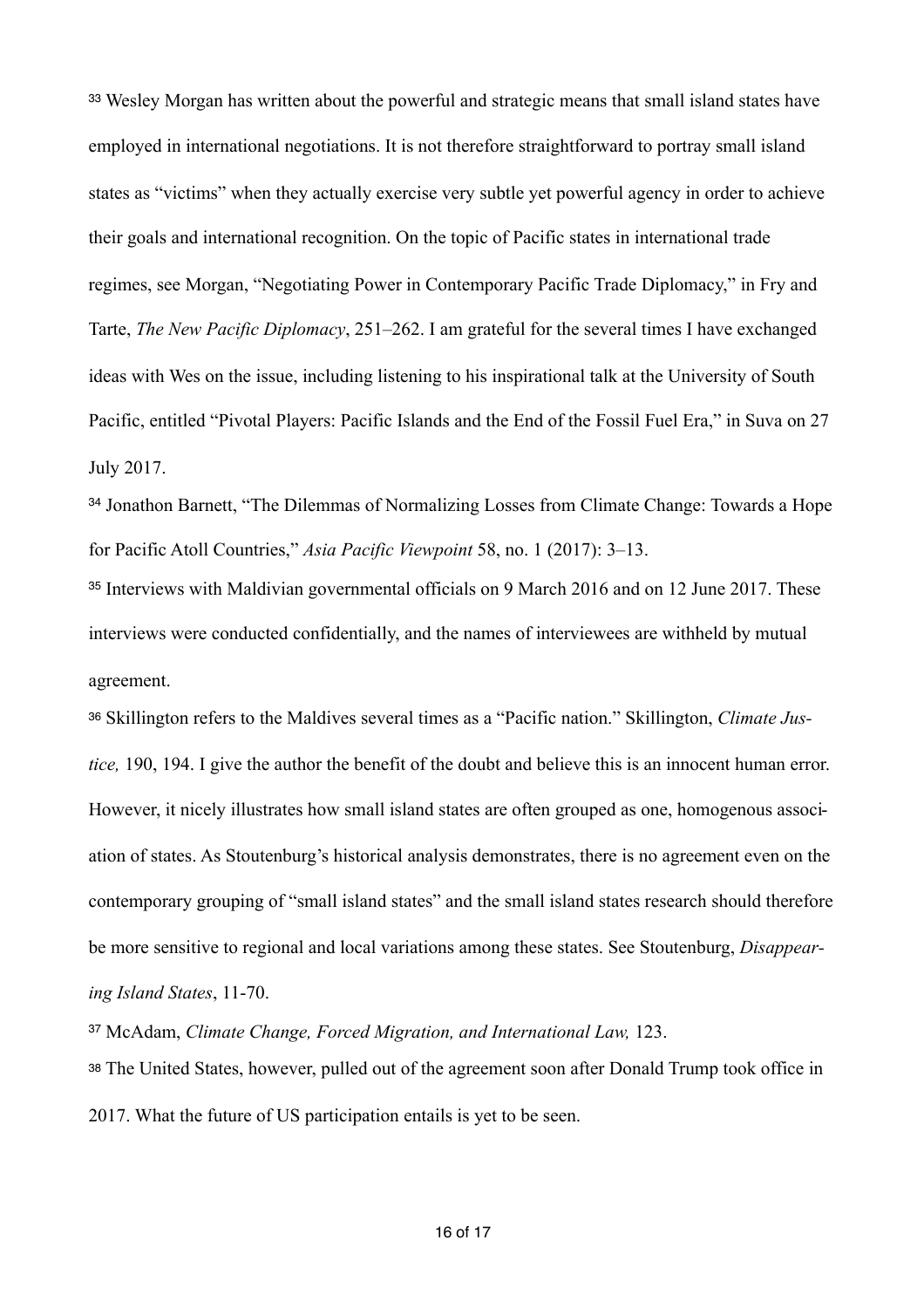[33] Wesley Morgan has written about the powerful and strategic means that small island states have employed in international negotiations. It is not therefore straightforward to portray small island states as "victims" when they actually exercise very subtle yet powerful agency in order to achieve their goals and international recognition. On the topic of Pacific states in international trade regimes, see Morgan, "Negotiating Power in Contemporary Pacific Trade Diplomacy," in Fry and Tarte, *The New Pacific Diplomacy*, 251–262. I am grateful for the several times I have exchanged ideas with Wes on the issue, including listening to his inspirational talk at the University of South Pacific, entitled "Pivotal Players: Pacific Islands and the End of the Fossil Fuel Era," in Suva on 27 July 2017.

[34] Jonathon Barnett, "The Dilemmas of Normalizing Losses from Climate Change: Towards a Hope for Pacific Atoll Countries," *Asia Pacific Viewpoint* 58, no. 1 (2017): 3–13.

[35] Interviews with Maldivian governmental officials on 9 March 2016 and on 12 June 2017. These interviews were conducted confidentially, and the names of interviewees are withheld by mutual agreement.

[36] Skillington refers to the Maldives several times as a "Pacific nation." Skillington, *Climate Justice,* 190, 194. I give the author the benefit of the doubt and believe this is an innocent human error. However, it nicely illustrates how small island states are often grouped as one, homogenous association of states. As Stoutenburg's historical analysis demonstrates, there is no agreement even on the contemporary grouping of "small island states" and the small island states research should therefore be more sensitive to regional and local variations among these states. See Stoutenburg, *Disappearing Island States*, 11-70.

[37] McAdam, *Climate Change, Forced Migration, and International Law,* 123.

[38] The United States, however, pulled out of the agreement soon after Donald Trump took office in 2017. What the future of US participation entails is yet to be seen.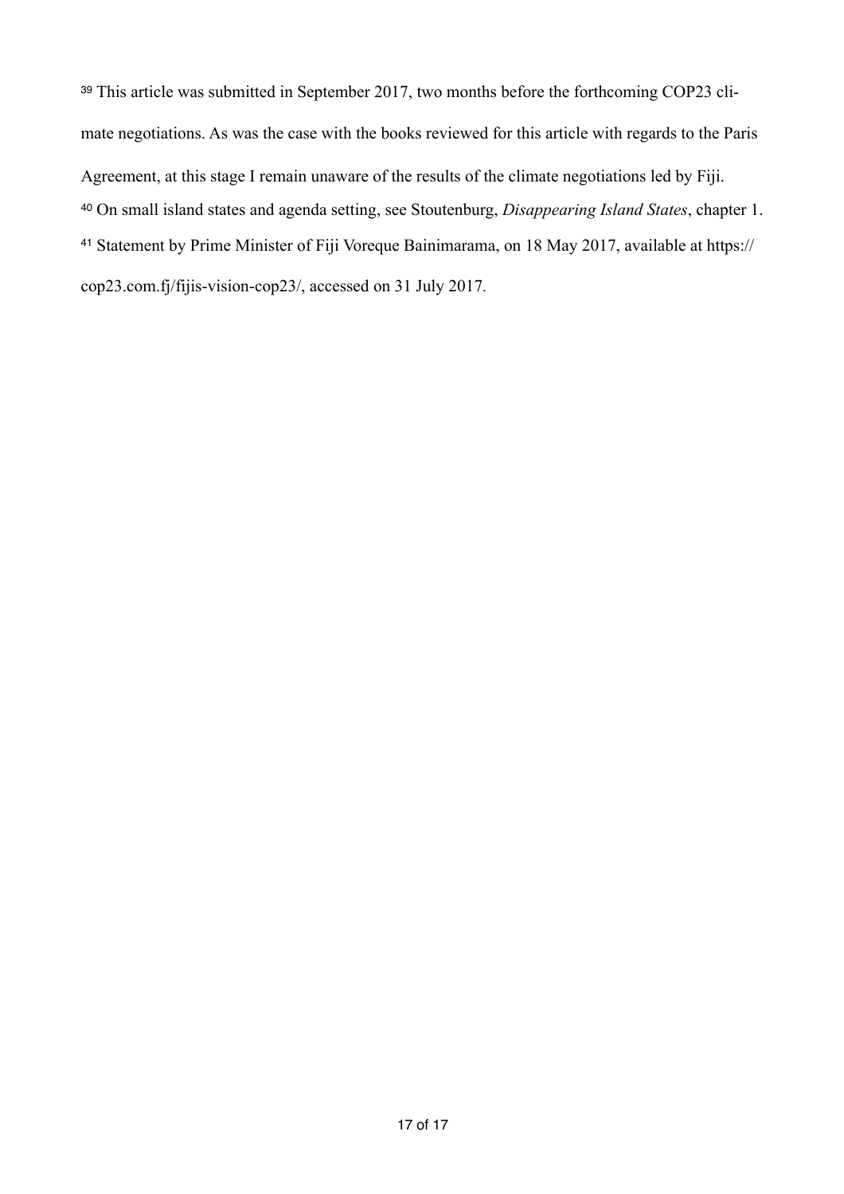[39] This article was submitted in September 2017, two months before the forthcoming COP23 climate negotiations. As was the case with the books reviewed for this article with regards to the Paris Agreement, at this stage I remain unaware of the results of the climate negotiations led by Fiji.

[40] On small island states and agenda setting, see Stoutenburg, *Disappearing Island States*, chapter 1.

[41] Statement by Prime Minister of Fiji Voreque Bainimarama, on 18 May 2017, available at https://cop23.com.fj/fijis-vision-cop23/, accessed on 31 July 2017.